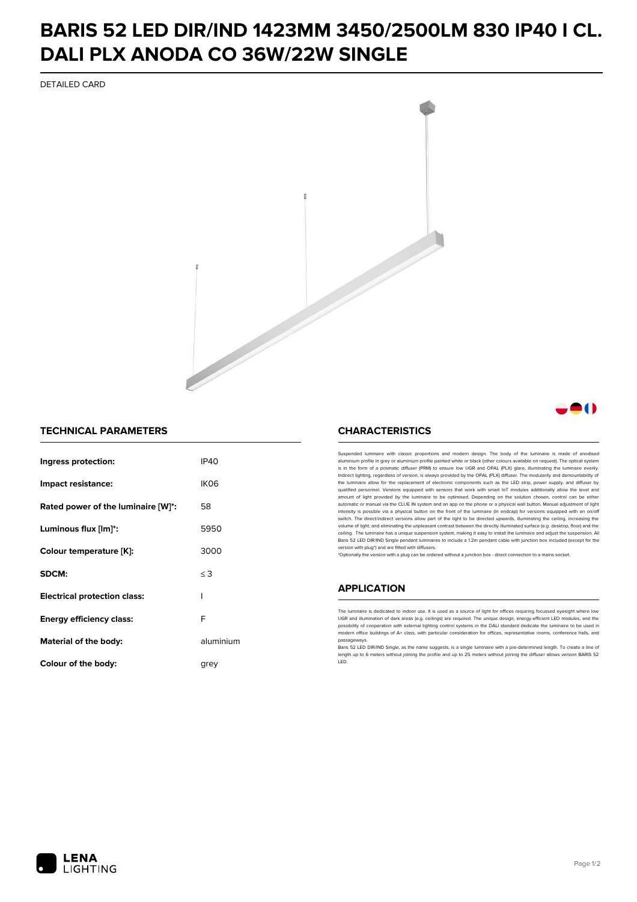# BARIS 52 LED DIR/IND 1423MM 3450/2500LM 830 IP40 I CL. DALI PLX ANODA CO 36W/22W SINGLE

DETAILED CARD

## TECHNICAL PARAMETERS

| | |
|---|---|
| **Ingress protection:** | IP40 |
| **Impact resistance:** | IK06 |
| **Rated power of the luminaire [W]*:** | 58 |
| **Luminous flux [lm]*:** | 5950 |
| **Colour temperature [K]:** | 3000 |
| **SDCM:** | ≤ 3 |
| **Electrical protection class:** | I |
| **Energy efficiency class:** | F |
| **Material of the body:** | aluminium |
| **Colour of the body:** | grey |

## CHARACTERISTICS

Suspended luminaire with classic proportions and modern design. The body of the luminaire is made of anodised aluminium profile in grey or aluminium profile painted white or black (other colours available on request). The optical system is in the form of a prismatic diffuser (PRM) to ensure low UGR and OPAL (PLX) glare, illuminating the luminaire evenly. Indirect lighting, regardless of version, is always provided by the OPAL (PLX) diffuser. The modularity and demountability of the luminaire allow for the replacement of electronic components such as the LED strip, power supply, and diffuser by qualified personnel. Versions equipped with sensors that work with smart IoT modules additionally allow the level and amount of light provided by the luminaire to be optimised. Depending on the solution chosen, control can be either automatic or manual via the CLUE IN system and an app on the phone or a physical wall button. Manual adjustment of light intensity is possible via a physical button on the front of the luminaire (in endcap) for versions equipped with an on/off switch. The direct/indirect versions allow part of the light to be directed upwards, illuminating the ceiling, increasing the volume of light, and eliminating the unpleasant contrast between the directly illuminated surface (e.g. desktop, floor) and the ceiling. The luminaire has a unique suspension system, making it easy to install the luminaire and adjust the suspension. All Baris 52 LED DIR/IND Single pendant luminaires to include a 1.2m pendant cable with junction box included (except for the version with plug*) and are fitted with diffusers.

*Optionally the version with a plug can be ordered without a junction box - direct connection to a mains socket.

## APPLICATION

The luminaire is dedicated to indoor use. It is used as a source of light for offices requiring focussed eyesight where low UGR and illumination of dark areas (e.g. ceilings) are required. The unique design, energy-efficient LED modules, and the possibility of cooperation with external lighting control systems in the DALI standard dedicate the luminaire to be used in modern office buildings of A+ class, with particular consideration for offices, representative rooms, conference halls, and passageways.

Baris 52 LED DIR/IND Single, as the name suggests, is a single luminaire with a pre-determined length. To create a line of length up to 6 meters without joining the profile and up to 25 meters without joining the diffuser allows version BARIS 52 LED.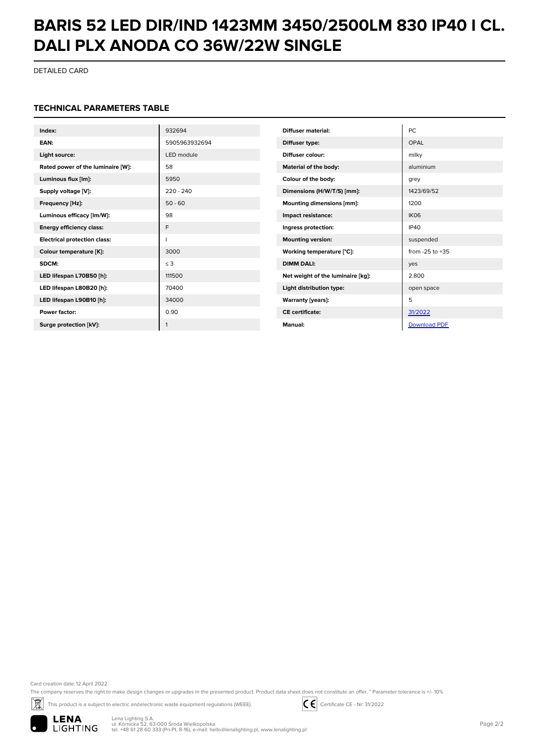# BARIS 52 LED DIR/IND 1423MM 3450/2500LM 830 IP40 I CL. DALI PLX ANODA CO 36W/22W SINGLE

DETAILED CARD

### TECHNICAL PARAMETERS TABLE

| | |
|---|---|
| **Index:** | 932694 |
| **EAN:** | 5905963932694 |
| **Light source:** | LED module |
| **Rated power of the luminaire [W]:** | 58 |
| **Luminous flux [lm]:** | 5950 |
| **Supply voltage [V]:** | 220 - 240 |
| **Frequency [Hz]:** | 50 - 60 |
| **Luminous efficacy [lm/W]:** | 98 |
| **Energy efficiency class:** | F |
| **Electrical protection class:** | I |
| **Colour temperature [K]:** | 3000 |
| **SDCM:** | ≤ 3 |
| **LED lifespan L70B50 [h]:** | 111500 |
| **LED lifespan L80B20 [h]:** | 70400 |
| **LED lifespan L90B10 [h]:** | 34000 |
| **Power factor:** | 0.90 |
| **Surge protection [kV]:** | 1 |

| | |
|---|---|
| **Diffuser material:** | PC |
| **Diffuser type:** | OPAL |
| **Diffuser colour:** | milky |
| **Material of the body:** | aluminium |
| **Colour of the body:** | grey |
| **Dimensions (H/W/T/S) [mm]:** | 1423/69/52 |
| **Mounting dimensions [mm]:** | 1200 |
| **Impact resistance:** | IK06 |
| **Ingress protection:** | IP40 |
| **Mounting version:** | suspended |
| **Working temperature [°C]:** | from -25 to +35 |
| **DIMM DALI:** | yes |
| **Net weight of the luminaire [kg]:** | 2.800 |
| **Light distribution type:** | open space |
| **Warranty [years]:** | 5 |
| **CE certificate:** | 31/2022 |
| **Manual:** | Download PDF |

Card creation date: 12 April 2022

The company reserves the right to make design changes or upgrades in the presented product. Product data sheet does not constitute an offer. * Parameter tolerance is +/- 10%

This product is a subject to electric andelectronic waste equipment regulations (WEEE).

Certificate CE - Nr: 31/2022

Lena Lighting S.A.
ul. Kórnicka 52, 63-000 Środa Wielkopolska
tel. +48 61 28 60 333 (Pn-Pt, 8-16), e-mail: hello@lenalighting.pl, www.lenalighting.pl